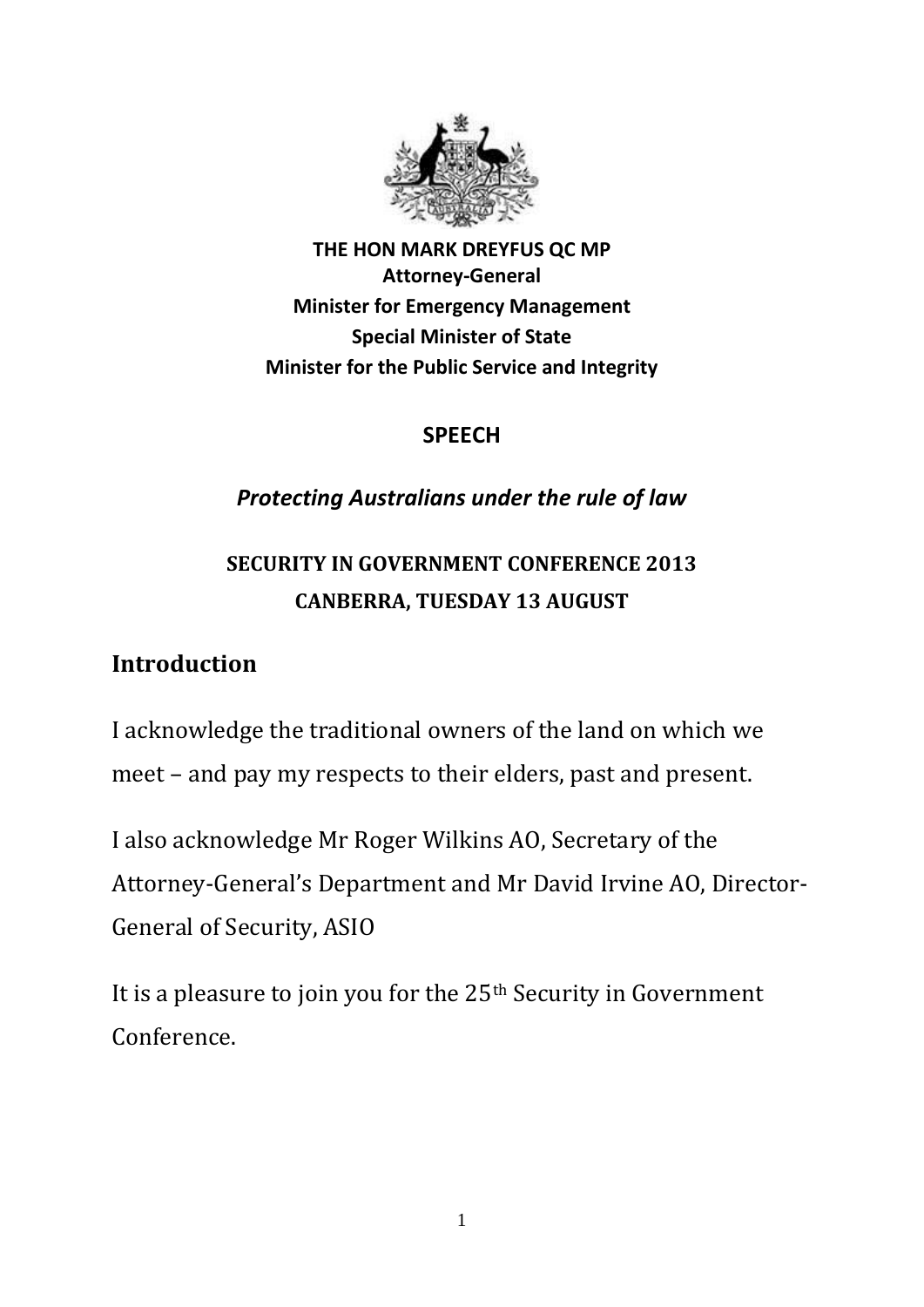**THE HON MARK DREYFUS QC MP**
**Attorney-General**
**Minister for Emergency Management**
**Special Minister of State**
**Minister for the Public Service and Integrity**

**SPEECH**

# *Protecting Australians under the rule of law*

**SECURITY IN GOVERNMENT CONFERENCE 2013**
**CANBERRA, TUESDAY 13 AUGUST**

## Introduction

I acknowledge the traditional owners of the land on which we meet – and pay my respects to their elders, past and present.

I also acknowledge Mr Roger Wilkins AO, Secretary of the Attorney-General's Department and Mr David Irvine AO, Director-General of Security, ASIO

It is a pleasure to join you for the 25th Security in Government Conference.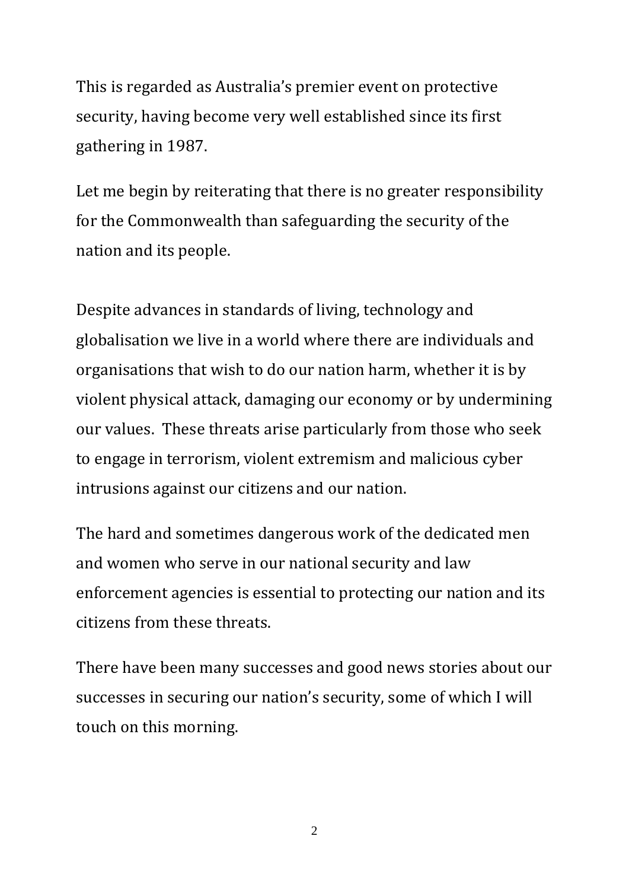This is regarded as Australia's premier event on protective security, having become very well established since its first gathering in 1987.

Let me begin by reiterating that there is no greater responsibility for the Commonwealth than safeguarding the security of the nation and its people.

Despite advances in standards of living, technology and globalisation we live in a world where there are individuals and organisations that wish to do our nation harm, whether it is by violent physical attack, damaging our economy or by undermining our values. These threats arise particularly from those who seek to engage in terrorism, violent extremism and malicious cyber intrusions against our citizens and our nation.

The hard and sometimes dangerous work of the dedicated men and women who serve in our national security and law enforcement agencies is essential to protecting our nation and its citizens from these threats.

There have been many successes and good news stories about our successes in securing our nation's security, some of which I will touch on this morning.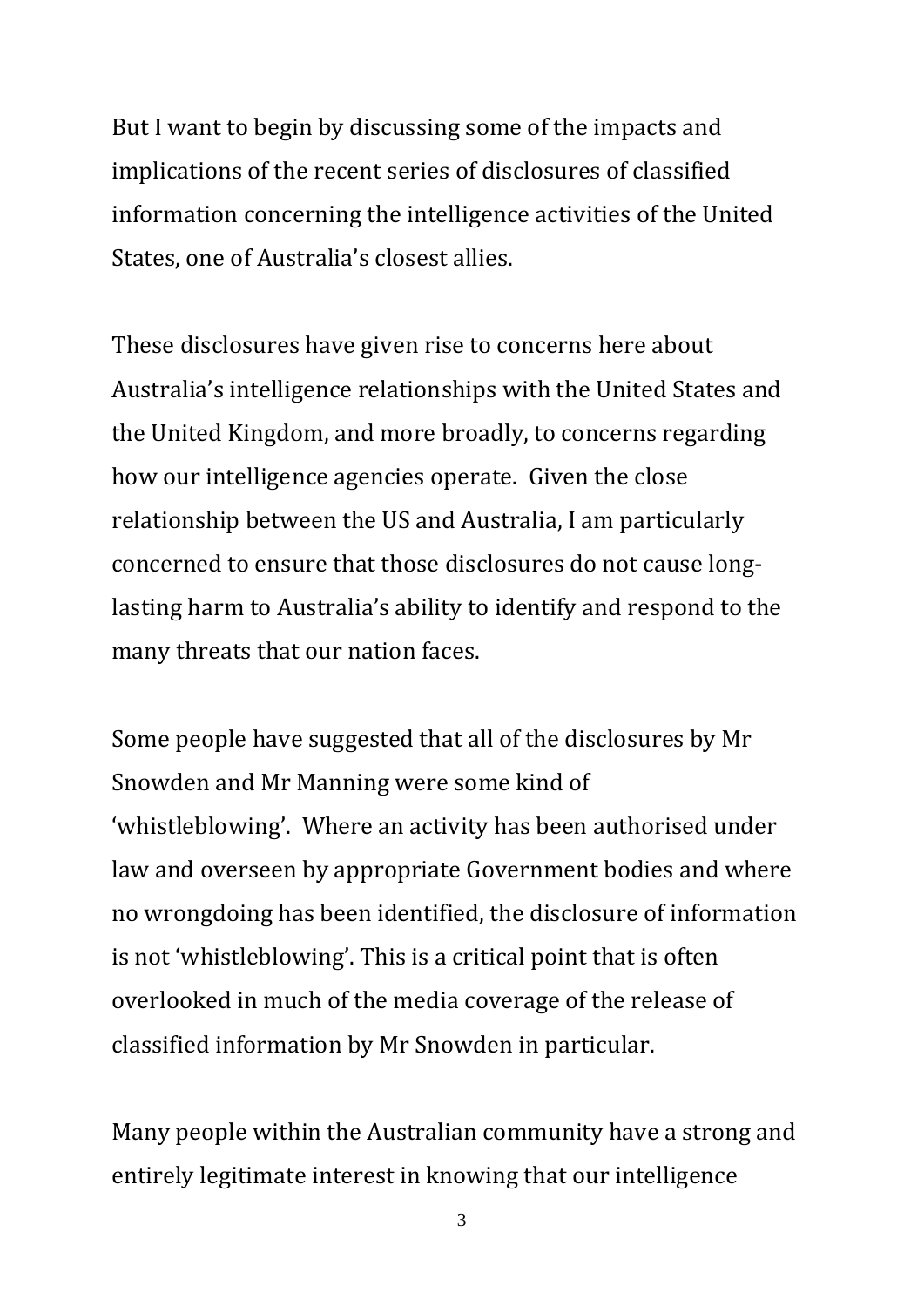But I want to begin by discussing some of the impacts and implications of the recent series of disclosures of classified information concerning the intelligence activities of the United States, one of Australia's closest allies.

These disclosures have given rise to concerns here about Australia's intelligence relationships with the United States and the United Kingdom, and more broadly, to concerns regarding how our intelligence agencies operate. Given the close relationship between the US and Australia, I am particularly concerned to ensure that those disclosures do not cause long-lasting harm to Australia's ability to identify and respond to the many threats that our nation faces.

Some people have suggested that all of the disclosures by Mr Snowden and Mr Manning were some kind of 'whistleblowing'. Where an activity has been authorised under law and overseen by appropriate Government bodies and where no wrongdoing has been identified, the disclosure of information is not 'whistleblowing'. This is a critical point that is often overlooked in much of the media coverage of the release of classified information by Mr Snowden in particular.

Many people within the Australian community have a strong and entirely legitimate interest in knowing that our intelligence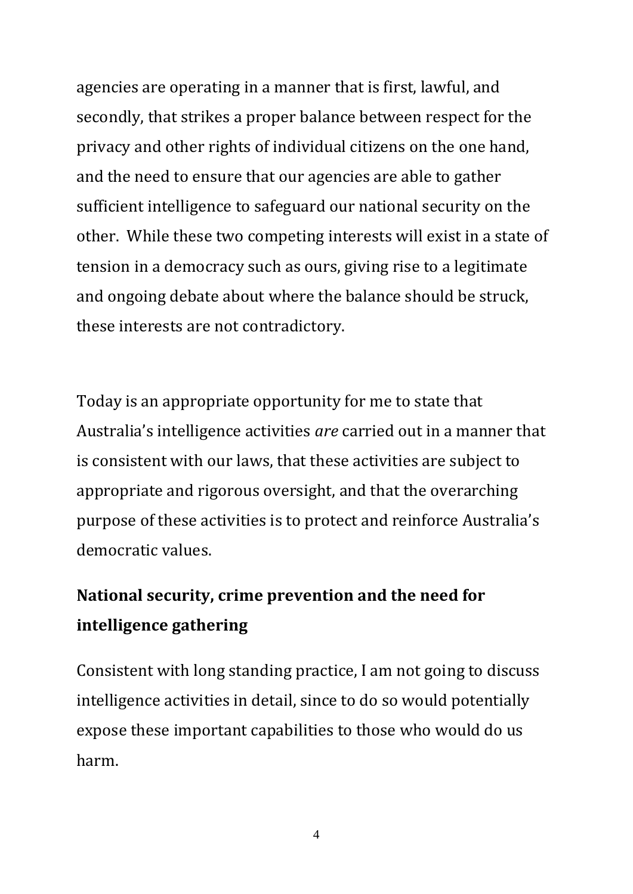agencies are operating in a manner that is first, lawful, and secondly, that strikes a proper balance between respect for the privacy and other rights of individual citizens on the one hand, and the need to ensure that our agencies are able to gather sufficient intelligence to safeguard our national security on the other. While these two competing interests will exist in a state of tension in a democracy such as ours, giving rise to a legitimate and ongoing debate about where the balance should be struck, these interests are not contradictory.

Today is an appropriate opportunity for me to state that Australia's intelligence activities *are* carried out in a manner that is consistent with our laws, that these activities are subject to appropriate and rigorous oversight, and that the overarching purpose of these activities is to protect and reinforce Australia's democratic values.

**National security, crime prevention and the need for intelligence gathering**

Consistent with long standing practice, I am not going to discuss intelligence activities in detail, since to do so would potentially expose these important capabilities to those who would do us harm.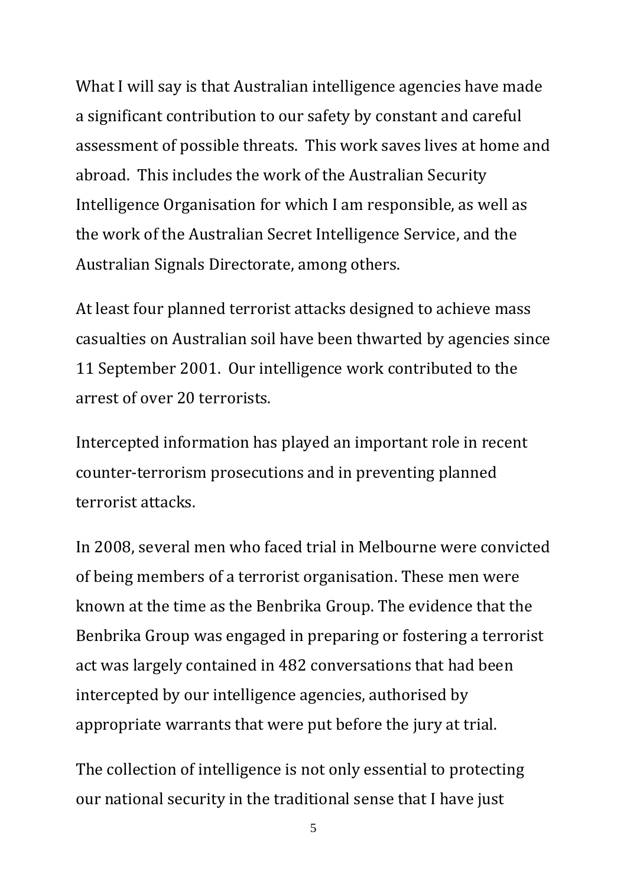What I will say is that Australian intelligence agencies have made a significant contribution to our safety by constant and careful assessment of possible threats. This work saves lives at home and abroad. This includes the work of the Australian Security Intelligence Organisation for which I am responsible, as well as the work of the Australian Secret Intelligence Service, and the Australian Signals Directorate, among others.

At least four planned terrorist attacks designed to achieve mass casualties on Australian soil have been thwarted by agencies since 11 September 2001. Our intelligence work contributed to the arrest of over 20 terrorists.

Intercepted information has played an important role in recent counter-terrorism prosecutions and in preventing planned terrorist attacks.

In 2008, several men who faced trial in Melbourne were convicted of being members of a terrorist organisation. These men were known at the time as the Benbrika Group. The evidence that the Benbrika Group was engaged in preparing or fostering a terrorist act was largely contained in 482 conversations that had been intercepted by our intelligence agencies, authorised by appropriate warrants that were put before the jury at trial.

The collection of intelligence is not only essential to protecting our national security in the traditional sense that I have just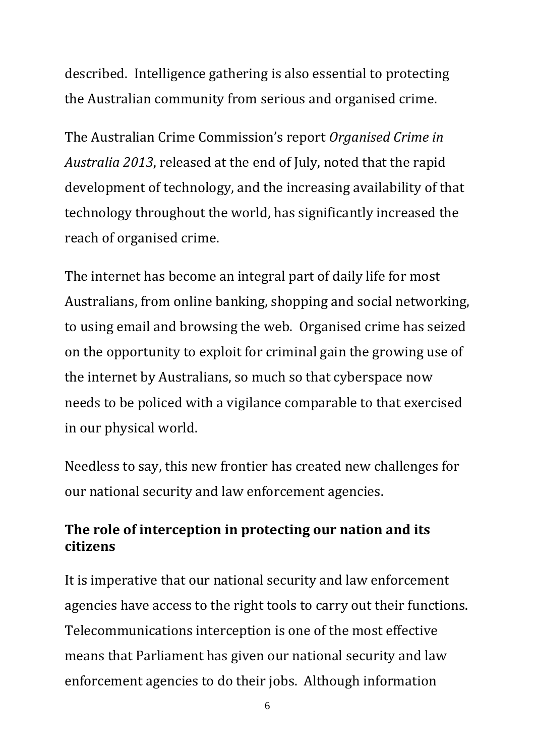described. Intelligence gathering is also essential to protecting the Australian community from serious and organised crime.

The Australian Crime Commission's report *Organised Crime in Australia 2013*, released at the end of July, noted that the rapid development of technology, and the increasing availability of that technology throughout the world, has significantly increased the reach of organised crime.

The internet has become an integral part of daily life for most Australians, from online banking, shopping and social networking, to using email and browsing the web. Organised crime has seized on the opportunity to exploit for criminal gain the growing use of the internet by Australians, so much so that cyberspace now needs to be policed with a vigilance comparable to that exercised in our physical world.

Needless to say, this new frontier has created new challenges for our national security and law enforcement agencies.

## The role of interception in protecting our nation and its citizens

It is imperative that our national security and law enforcement agencies have access to the right tools to carry out their functions. Telecommunications interception is one of the most effective means that Parliament has given our national security and law enforcement agencies to do their jobs. Although information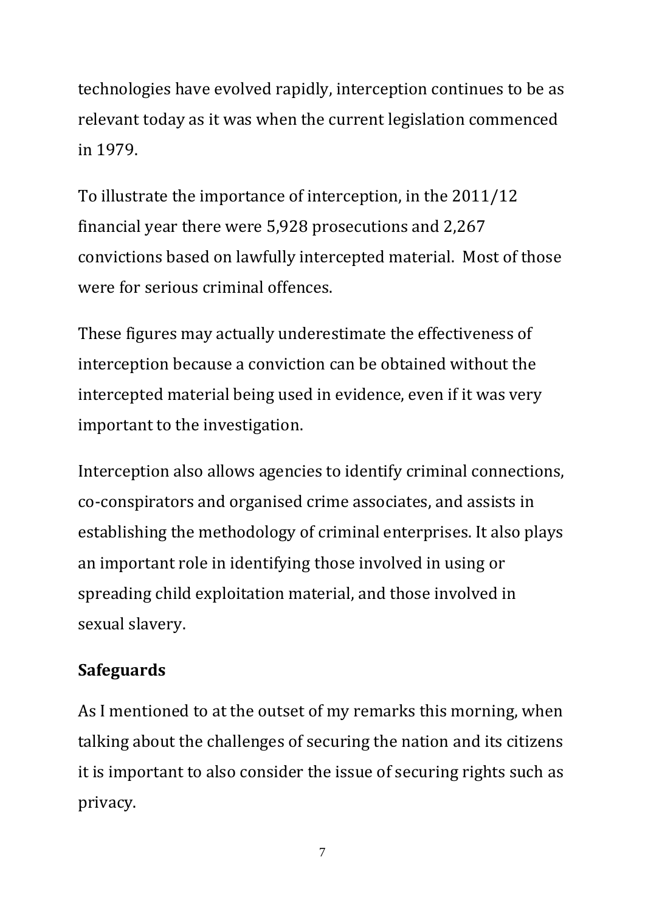technologies have evolved rapidly, interception continues to be as relevant today as it was when the current legislation commenced in 1979.

To illustrate the importance of interception, in the 2011/12 financial year there were 5,928 prosecutions and 2,267 convictions based on lawfully intercepted material. Most of those were for serious criminal offences.

These figures may actually underestimate the effectiveness of interception because a conviction can be obtained without the intercepted material being used in evidence, even if it was very important to the investigation.

Interception also allows agencies to identify criminal connections, co-conspirators and organised crime associates, and assists in establishing the methodology of criminal enterprises. It also plays an important role in identifying those involved in using or spreading child exploitation material, and those involved in sexual slavery.

**Safeguards**

As I mentioned to at the outset of my remarks this morning, when talking about the challenges of securing the nation and its citizens it is important to also consider the issue of securing rights such as privacy.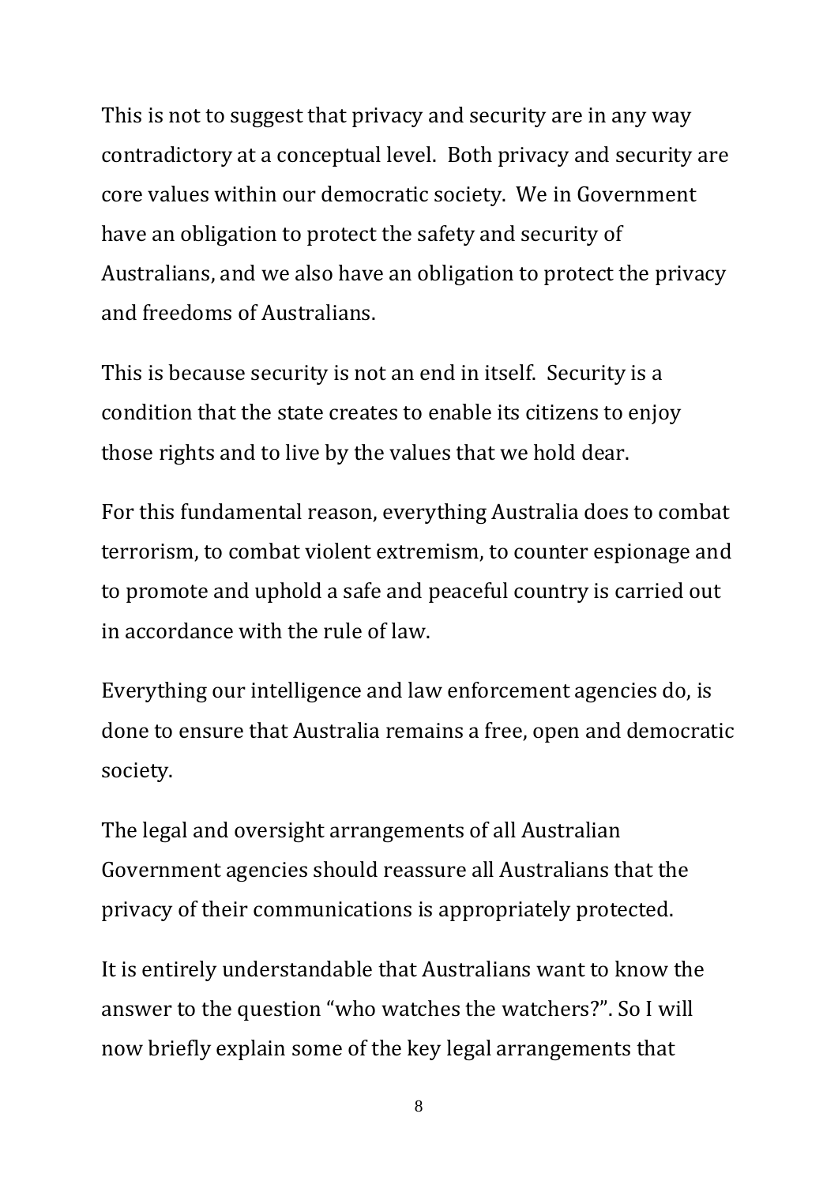This is not to suggest that privacy and security are in any way contradictory at a conceptual level. Both privacy and security are core values within our democratic society. We in Government have an obligation to protect the safety and security of Australians, and we also have an obligation to protect the privacy and freedoms of Australians.

This is because security is not an end in itself. Security is a condition that the state creates to enable its citizens to enjoy those rights and to live by the values that we hold dear.

For this fundamental reason, everything Australia does to combat terrorism, to combat violent extremism, to counter espionage and to promote and uphold a safe and peaceful country is carried out in accordance with the rule of law.

Everything our intelligence and law enforcement agencies do, is done to ensure that Australia remains a free, open and democratic society.

The legal and oversight arrangements of all Australian Government agencies should reassure all Australians that the privacy of their communications is appropriately protected.

It is entirely understandable that Australians want to know the answer to the question "who watches the watchers?". So I will now briefly explain some of the key legal arrangements that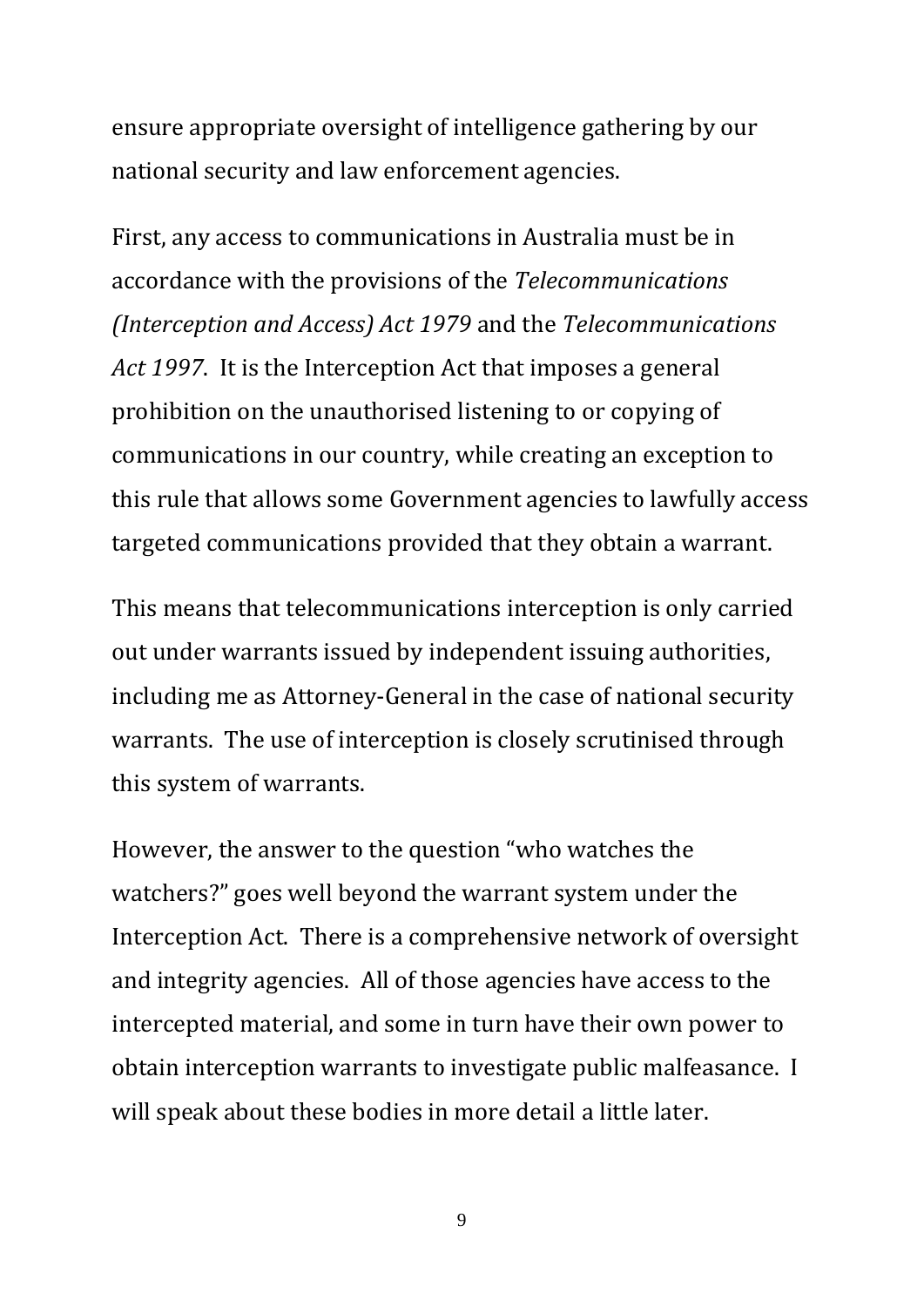ensure appropriate oversight of intelligence gathering by our national security and law enforcement agencies.

First, any access to communications in Australia must be in accordance with the provisions of the *Telecommunications (Interception and Access) Act 1979* and the *Telecommunications Act 1997*. It is the Interception Act that imposes a general prohibition on the unauthorised listening to or copying of communications in our country, while creating an exception to this rule that allows some Government agencies to lawfully access targeted communications provided that they obtain a warrant.

This means that telecommunications interception is only carried out under warrants issued by independent issuing authorities, including me as Attorney-General in the case of national security warrants. The use of interception is closely scrutinised through this system of warrants.

However, the answer to the question "who watches the watchers?" goes well beyond the warrant system under the Interception Act. There is a comprehensive network of oversight and integrity agencies. All of those agencies have access to the intercepted material, and some in turn have their own power to obtain interception warrants to investigate public malfeasance. I will speak about these bodies in more detail a little later.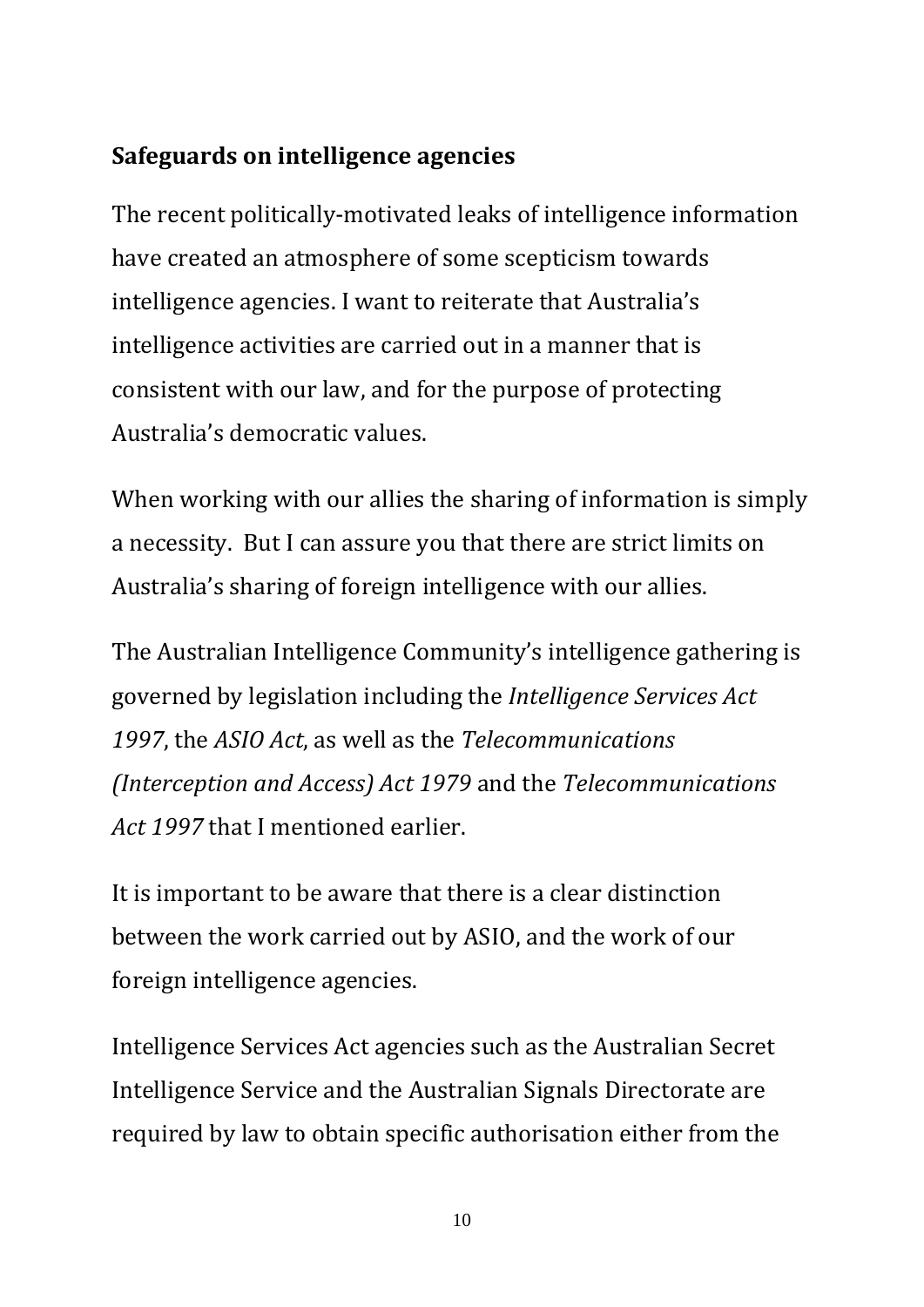## Safeguards on intelligence agencies

The recent politically-motivated leaks of intelligence information have created an atmosphere of some scepticism towards intelligence agencies. I want to reiterate that Australia's intelligence activities are carried out in a manner that is consistent with our law, and for the purpose of protecting Australia's democratic values.

When working with our allies the sharing of information is simply a necessity. But I can assure you that there are strict limits on Australia's sharing of foreign intelligence with our allies.

The Australian Intelligence Community's intelligence gathering is governed by legislation including the *Intelligence Services Act 1997*, the *ASIO Act*, as well as the *Telecommunications (Interception and Access) Act 1979* and the *Telecommunications Act 1997* that I mentioned earlier.

It is important to be aware that there is a clear distinction between the work carried out by ASIO, and the work of our foreign intelligence agencies.

Intelligence Services Act agencies such as the Australian Secret Intelligence Service and the Australian Signals Directorate are required by law to obtain specific authorisation either from the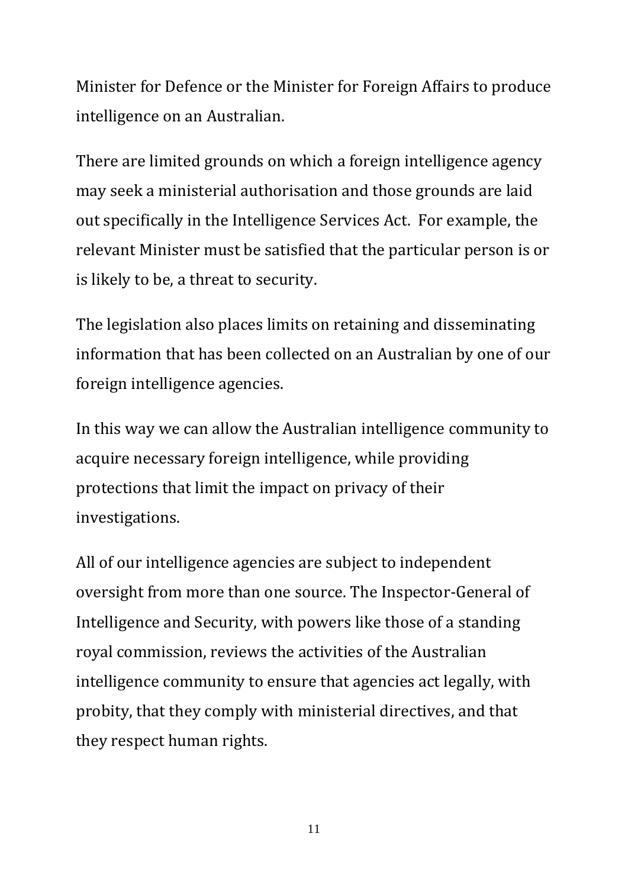Minister for Defence or the Minister for Foreign Affairs to produce intelligence on an Australian.

There are limited grounds on which a foreign intelligence agency may seek a ministerial authorisation and those grounds are laid out specifically in the Intelligence Services Act. For example, the relevant Minister must be satisfied that the particular person is or is likely to be, a threat to security.

The legislation also places limits on retaining and disseminating information that has been collected on an Australian by one of our foreign intelligence agencies.

In this way we can allow the Australian intelligence community to acquire necessary foreign intelligence, while providing protections that limit the impact on privacy of their investigations.

All of our intelligence agencies are subject to independent oversight from more than one source. The Inspector-General of Intelligence and Security, with powers like those of a standing royal commission, reviews the activities of the Australian intelligence community to ensure that agencies act legally, with probity, that they comply with ministerial directives, and that they respect human rights.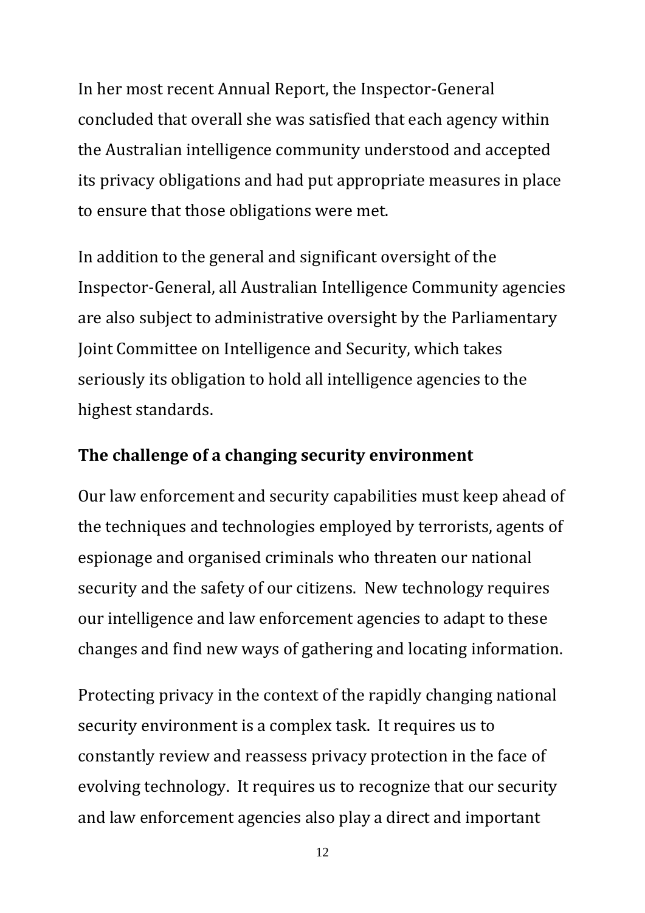In her most recent Annual Report, the Inspector-General concluded that overall she was satisfied that each agency within the Australian intelligence community understood and accepted its privacy obligations and had put appropriate measures in place to ensure that those obligations were met.

In addition to the general and significant oversight of the Inspector-General, all Australian Intelligence Community agencies are also subject to administrative oversight by the Parliamentary Joint Committee on Intelligence and Security, which takes seriously its obligation to hold all intelligence agencies to the highest standards.

**The challenge of a changing security environment**

Our law enforcement and security capabilities must keep ahead of the techniques and technologies employed by terrorists, agents of espionage and organised criminals who threaten our national security and the safety of our citizens. New technology requires our intelligence and law enforcement agencies to adapt to these changes and find new ways of gathering and locating information.

Protecting privacy in the context of the rapidly changing national security environment is a complex task. It requires us to constantly review and reassess privacy protection in the face of evolving technology. It requires us to recognize that our security and law enforcement agencies also play a direct and important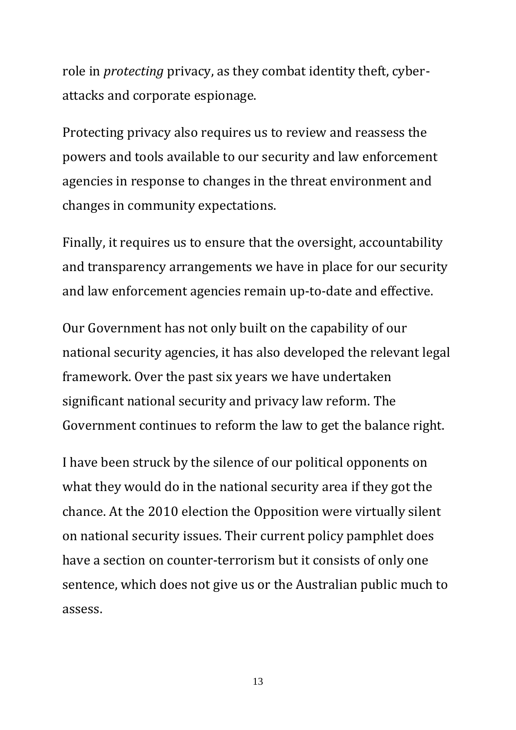role in *protecting* privacy, as they combat identity theft, cyber-attacks and corporate espionage.

Protecting privacy also requires us to review and reassess the powers and tools available to our security and law enforcement agencies in response to changes in the threat environment and changes in community expectations.

Finally, it requires us to ensure that the oversight, accountability and transparency arrangements we have in place for our security and law enforcement agencies remain up-to-date and effective.

Our Government has not only built on the capability of our national security agencies, it has also developed the relevant legal framework. Over the past six years we have undertaken significant national security and privacy law reform. The Government continues to reform the law to get the balance right.

I have been struck by the silence of our political opponents on what they would do in the national security area if they got the chance. At the 2010 election the Opposition were virtually silent on national security issues. Their current policy pamphlet does have a section on counter-terrorism but it consists of only one sentence, which does not give us or the Australian public much to assess.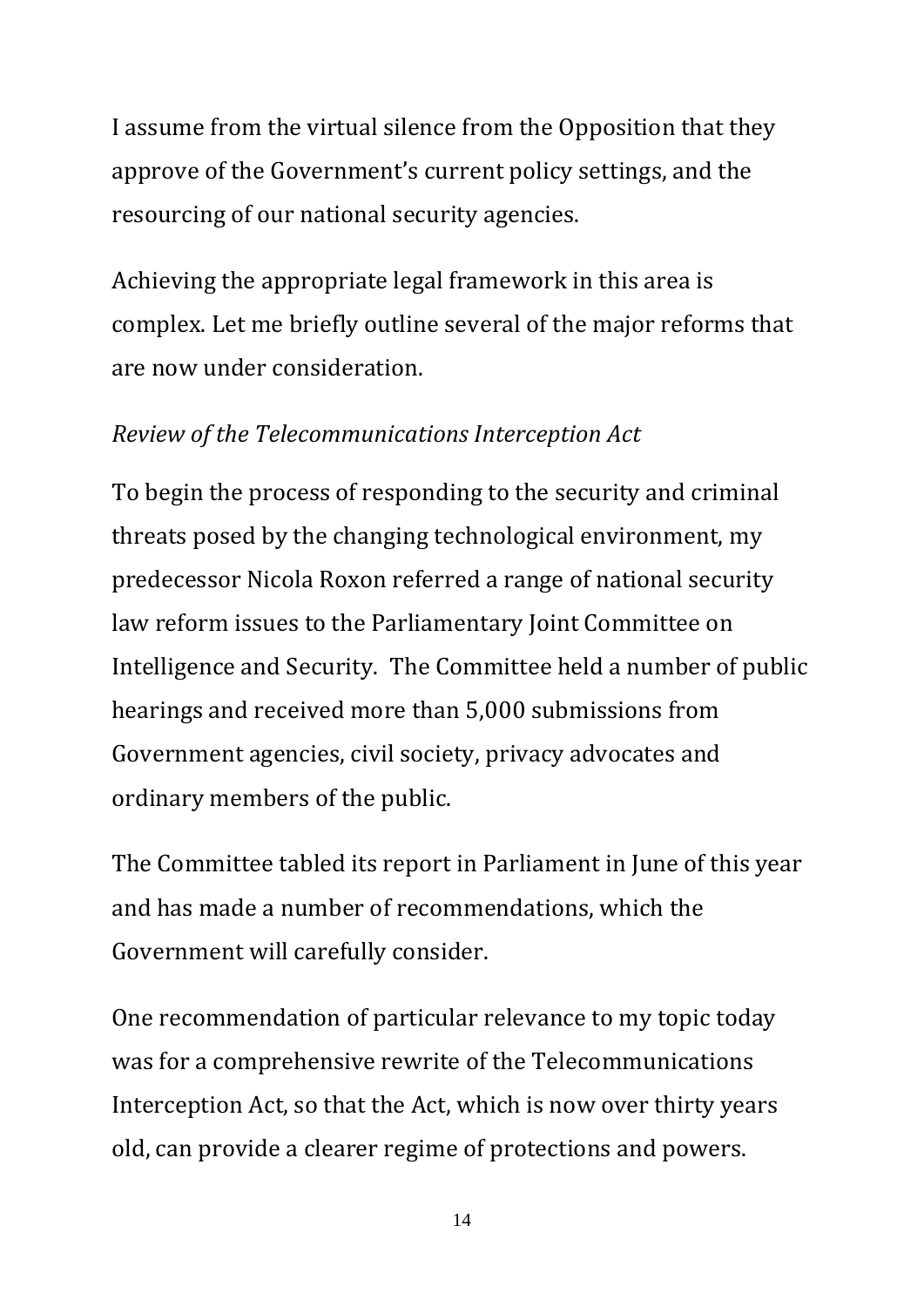I assume from the virtual silence from the Opposition that they approve of the Government's current policy settings, and the resourcing of our national security agencies.

Achieving the appropriate legal framework in this area is complex. Let me briefly outline several of the major reforms that are now under consideration.

*Review of the Telecommunications Interception Act*

To begin the process of responding to the security and criminal threats posed by the changing technological environment, my predecessor Nicola Roxon referred a range of national security law reform issues to the Parliamentary Joint Committee on Intelligence and Security. The Committee held a number of public hearings and received more than 5,000 submissions from Government agencies, civil society, privacy advocates and ordinary members of the public.

The Committee tabled its report in Parliament in June of this year and has made a number of recommendations, which the Government will carefully consider.

One recommendation of particular relevance to my topic today was for a comprehensive rewrite of the Telecommunications Interception Act, so that the Act, which is now over thirty years old, can provide a clearer regime of protections and powers.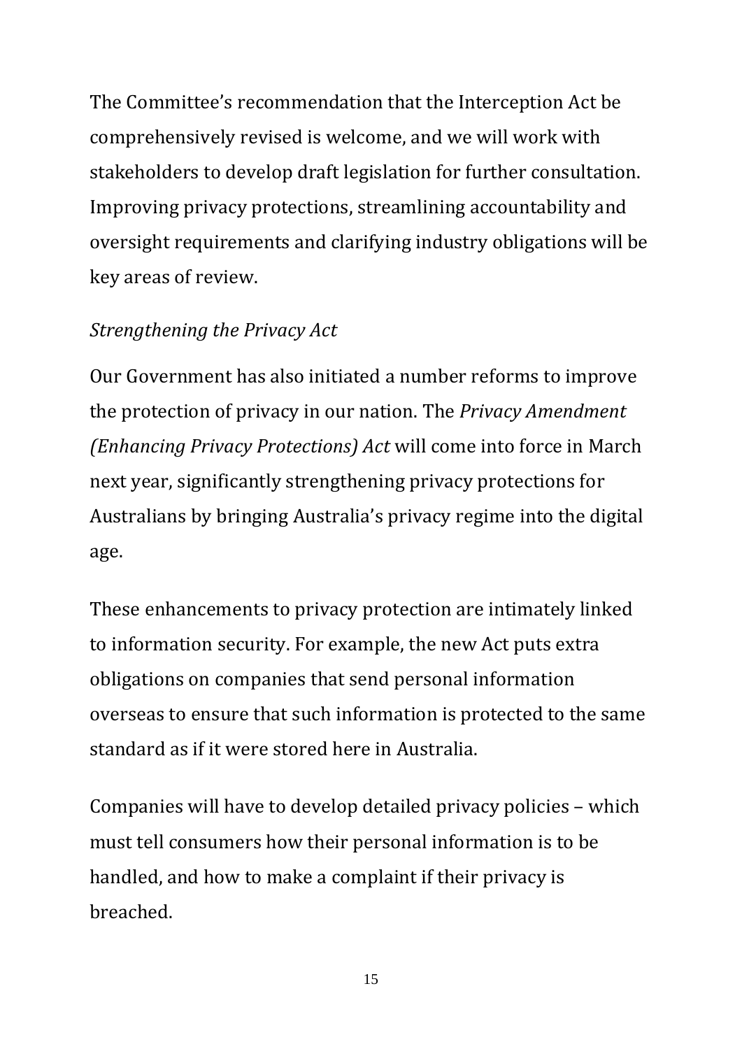The Committee's recommendation that the Interception Act be comprehensively revised is welcome, and we will work with stakeholders to develop draft legislation for further consultation. Improving privacy protections, streamlining accountability and oversight requirements and clarifying industry obligations will be key areas of review.

*Strengthening the Privacy Act*

Our Government has also initiated a number reforms to improve the protection of privacy in our nation. The *Privacy Amendment (Enhancing Privacy Protections) Act* will come into force in March next year, significantly strengthening privacy protections for Australians by bringing Australia's privacy regime into the digital age.

These enhancements to privacy protection are intimately linked to information security. For example, the new Act puts extra obligations on companies that send personal information overseas to ensure that such information is protected to the same standard as if it were stored here in Australia.

Companies will have to develop detailed privacy policies – which must tell consumers how their personal information is to be handled, and how to make a complaint if their privacy is breached.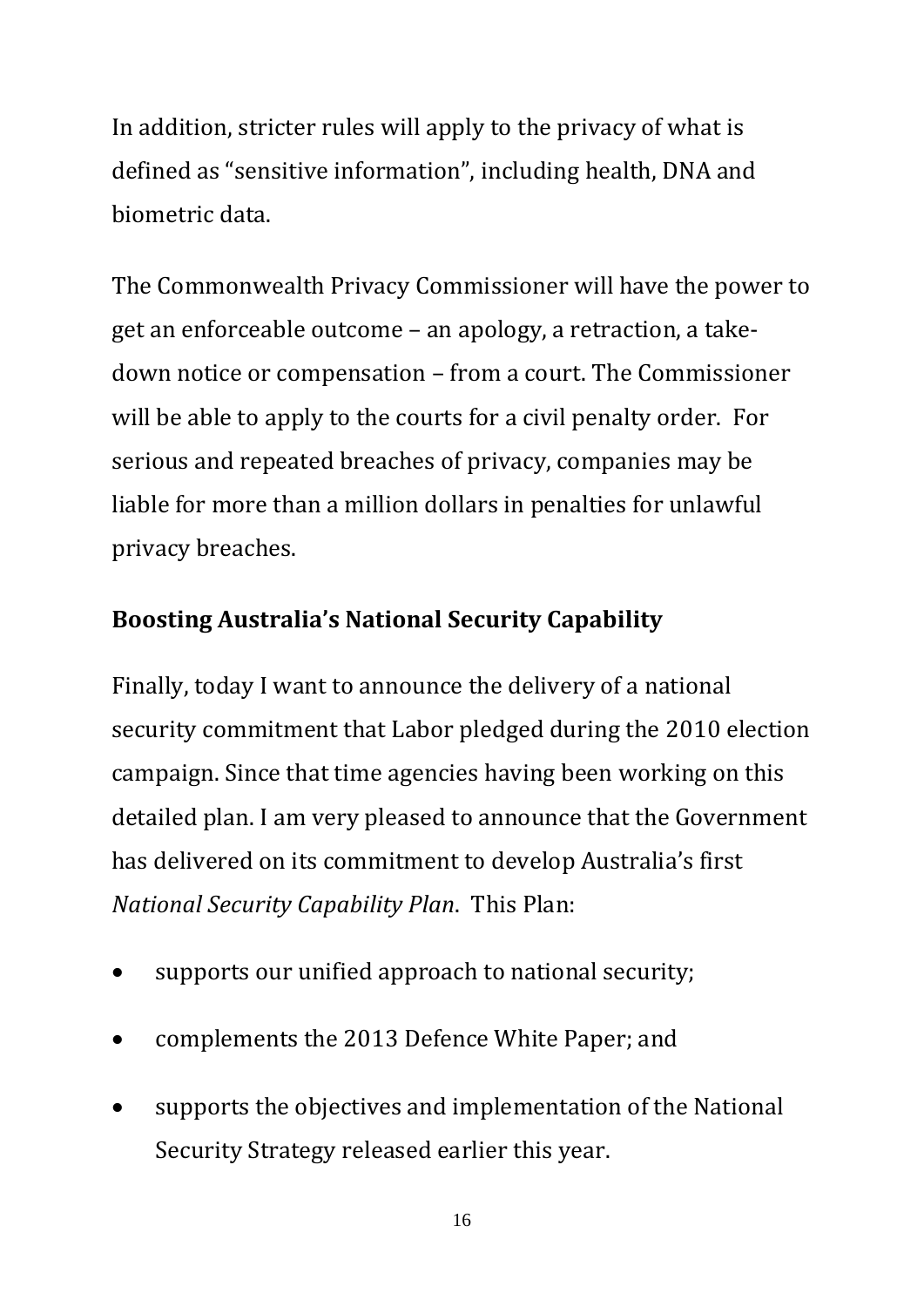In addition, stricter rules will apply to the privacy of what is defined as "sensitive information", including health, DNA and biometric data.

The Commonwealth Privacy Commissioner will have the power to get an enforceable outcome – an apology, a retraction, a take-down notice or compensation – from a court. The Commissioner will be able to apply to the courts for a civil penalty order. For serious and repeated breaches of privacy, companies may be liable for more than a million dollars in penalties for unlawful privacy breaches.

**Boosting Australia's National Security Capability**

Finally, today I want to announce the delivery of a national security commitment that Labor pledged during the 2010 election campaign. Since that time agencies having been working on this detailed plan. I am very pleased to announce that the Government has delivered on its commitment to develop Australia's first *National Security Capability Plan*. This Plan:

- supports our unified approach to national security;
- complements the 2013 Defence White Paper; and
- supports the objectives and implementation of the National Security Strategy released earlier this year.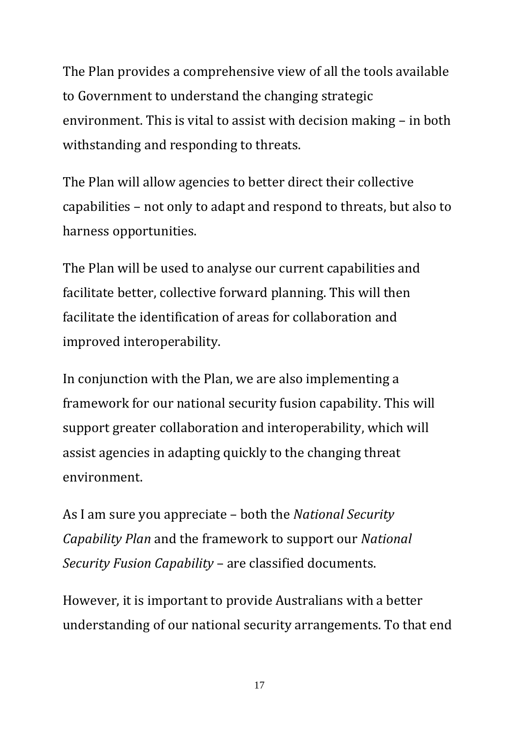The Plan provides a comprehensive view of all the tools available to Government to understand the changing strategic environment. This is vital to assist with decision making – in both withstanding and responding to threats.

The Plan will allow agencies to better direct their collective capabilities – not only to adapt and respond to threats, but also to harness opportunities.

The Plan will be used to analyse our current capabilities and facilitate better, collective forward planning. This will then facilitate the identification of areas for collaboration and improved interoperability.

In conjunction with the Plan, we are also implementing a framework for our national security fusion capability. This will support greater collaboration and interoperability, which will assist agencies in adapting quickly to the changing threat environment.

As I am sure you appreciate – both the *National Security Capability Plan* and the framework to support our *National Security Fusion Capability* – are classified documents.

However, it is important to provide Australians with a better understanding of our national security arrangements. To that end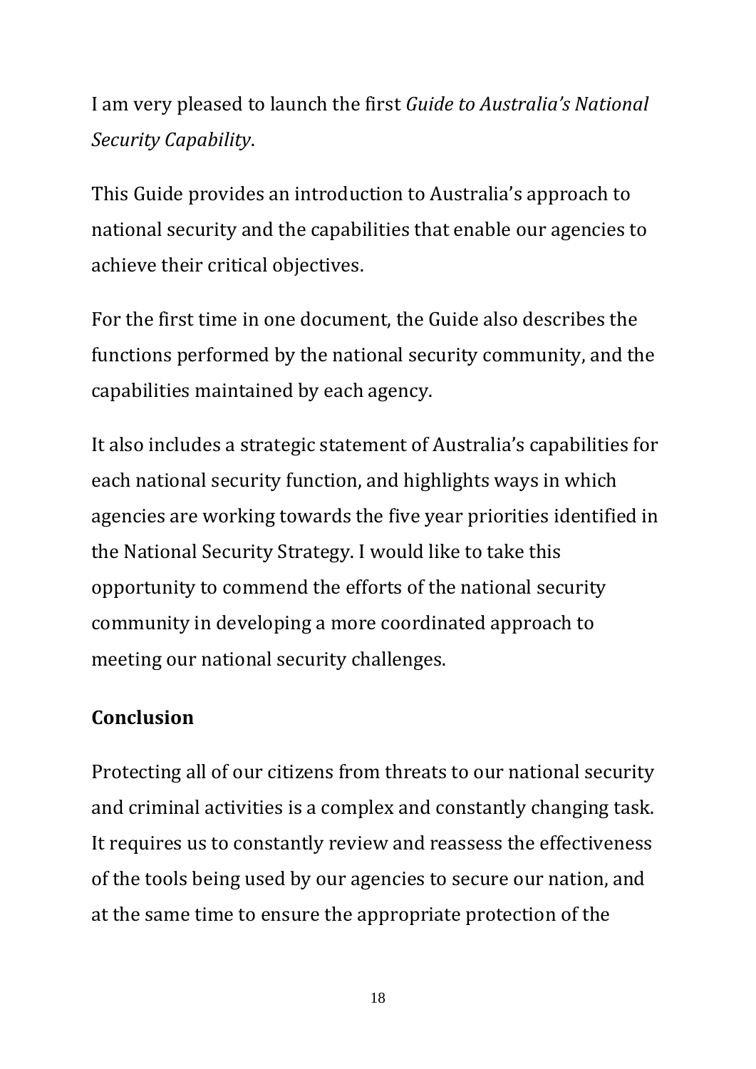I am very pleased to launch the first *Guide to Australia's National Security Capability*.

This Guide provides an introduction to Australia's approach to national security and the capabilities that enable our agencies to achieve their critical objectives.

For the first time in one document, the Guide also describes the functions performed by the national security community, and the capabilities maintained by each agency.

It also includes a strategic statement of Australia's capabilities for each national security function, and highlights ways in which agencies are working towards the five year priorities identified in the National Security Strategy. I would like to take this opportunity to commend the efforts of the national security community in developing a more coordinated approach to meeting our national security challenges.

**Conclusion**

Protecting all of our citizens from threats to our national security and criminal activities is a complex and constantly changing task. It requires us to constantly review and reassess the effectiveness of the tools being used by our agencies to secure our nation, and at the same time to ensure the appropriate protection of the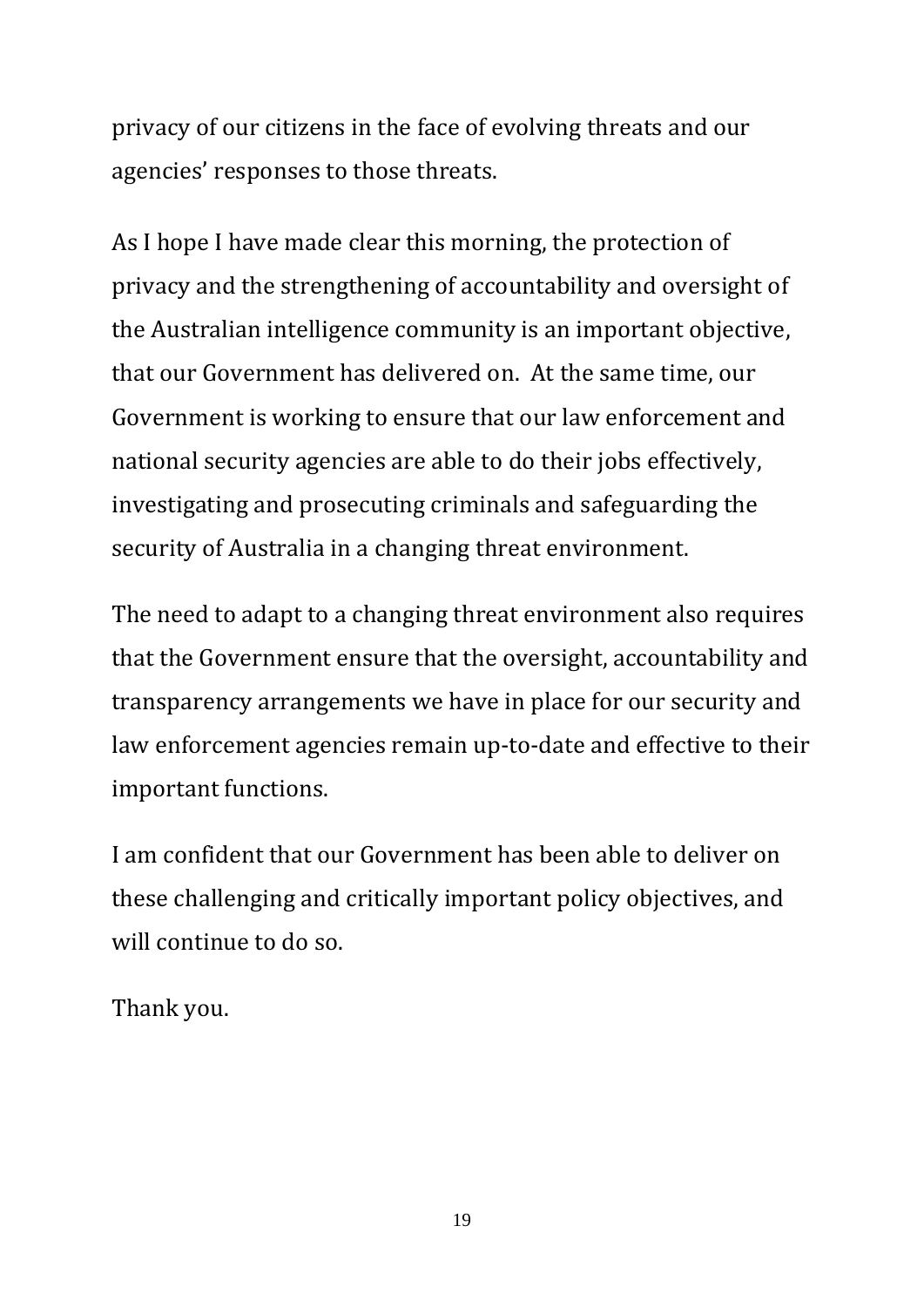privacy of our citizens in the face of evolving threats and our agencies' responses to those threats.

As I hope I have made clear this morning, the protection of privacy and the strengthening of accountability and oversight of the Australian intelligence community is an important objective, that our Government has delivered on. At the same time, our Government is working to ensure that our law enforcement and national security agencies are able to do their jobs effectively, investigating and prosecuting criminals and safeguarding the security of Australia in a changing threat environment.

The need to adapt to a changing threat environment also requires that the Government ensure that the oversight, accountability and transparency arrangements we have in place for our security and law enforcement agencies remain up-to-date and effective to their important functions.

I am confident that our Government has been able to deliver on these challenging and critically important policy objectives, and will continue to do so.

Thank you.